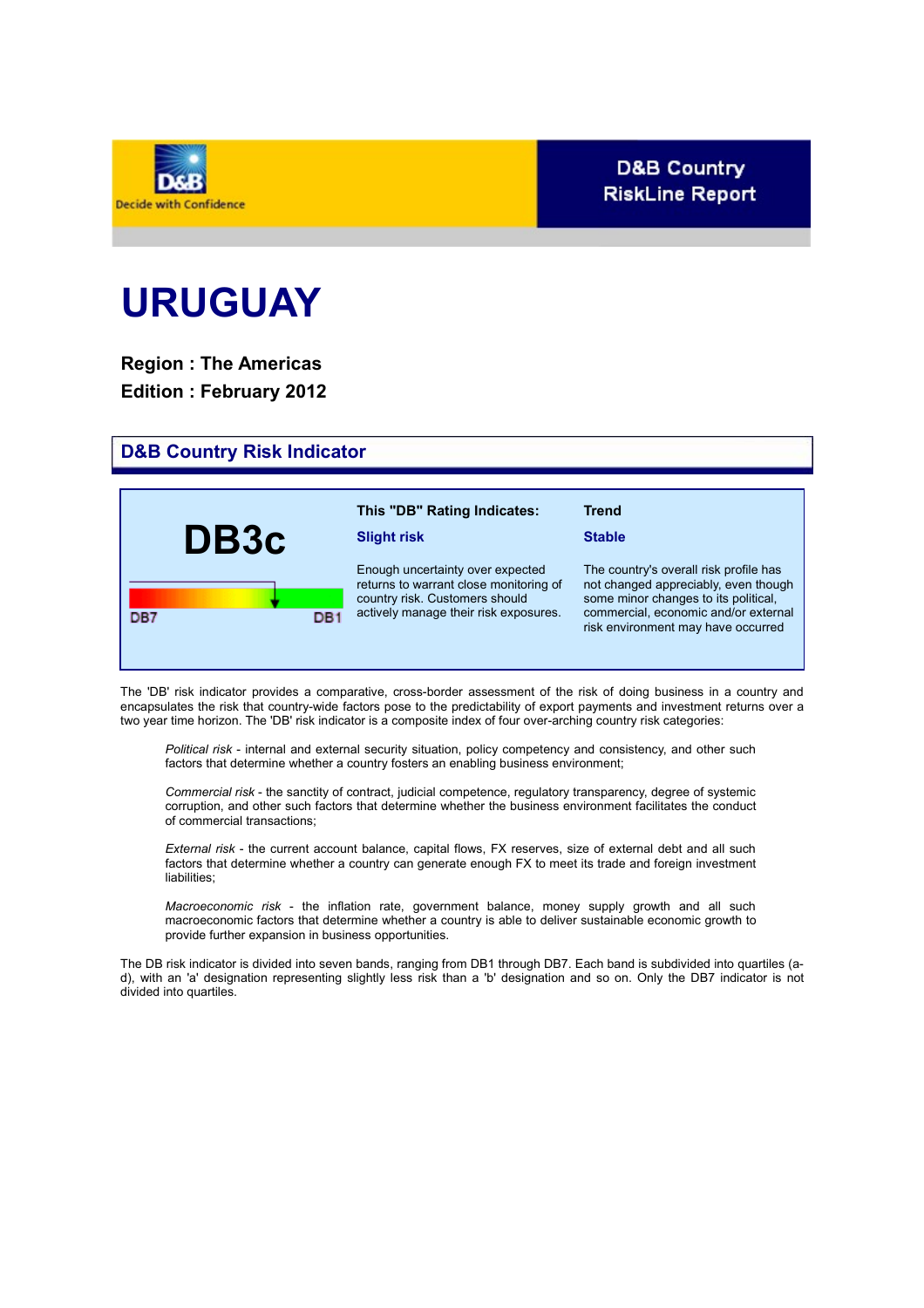D&B Decide with Confidence

**D&B Country RiskLine Report**

# URUGUAY

**Region : The Americas**
**Edition : February 2012**

## D&B Country Risk Indicator

**DB3c**

DB7 — DB1

**This "DB" Rating Indicates:**

**Slight risk**

Enough uncertainty over expected returns to warrant close monitoring of country risk. Customers should actively manage their risk exposures.

**Trend**

**Stable**

The country's overall risk profile has not changed appreciably, even though some minor changes to its political, commercial, economic and/or external risk environment may have occurred

The 'DB' risk indicator provides a comparative, cross-border assessment of the risk of doing business in a country and encapsulates the risk that country-wide factors pose to the predictability of export payments and investment returns over a two year time horizon. The 'DB' risk indicator is a composite index of four over-arching country risk categories:

> *Political risk* - internal and external security situation, policy competency and consistency, and other such factors that determine whether a country fosters an enabling business environment;
>
> *Commercial risk* - the sanctity of contract, judicial competence, regulatory transparency, degree of systemic corruption, and other such factors that determine whether the business environment facilitates the conduct of commercial transactions;
>
> *External risk* - the current account balance, capital flows, FX reserves, size of external debt and all such factors that determine whether a country can generate enough FX to meet its trade and foreign investment liabilities;
>
> *Macroeconomic risk* - the inflation rate, government balance, money supply growth and all such macroeconomic factors that determine whether a country is able to deliver sustainable economic growth to provide further expansion in business opportunities.

The DB risk indicator is divided into seven bands, ranging from DB1 through DB7. Each band is subdivided into quartiles (a-d), with an 'a' designation representing slightly less risk than a 'b' designation and so on. Only the DB7 indicator is not divided into quartiles.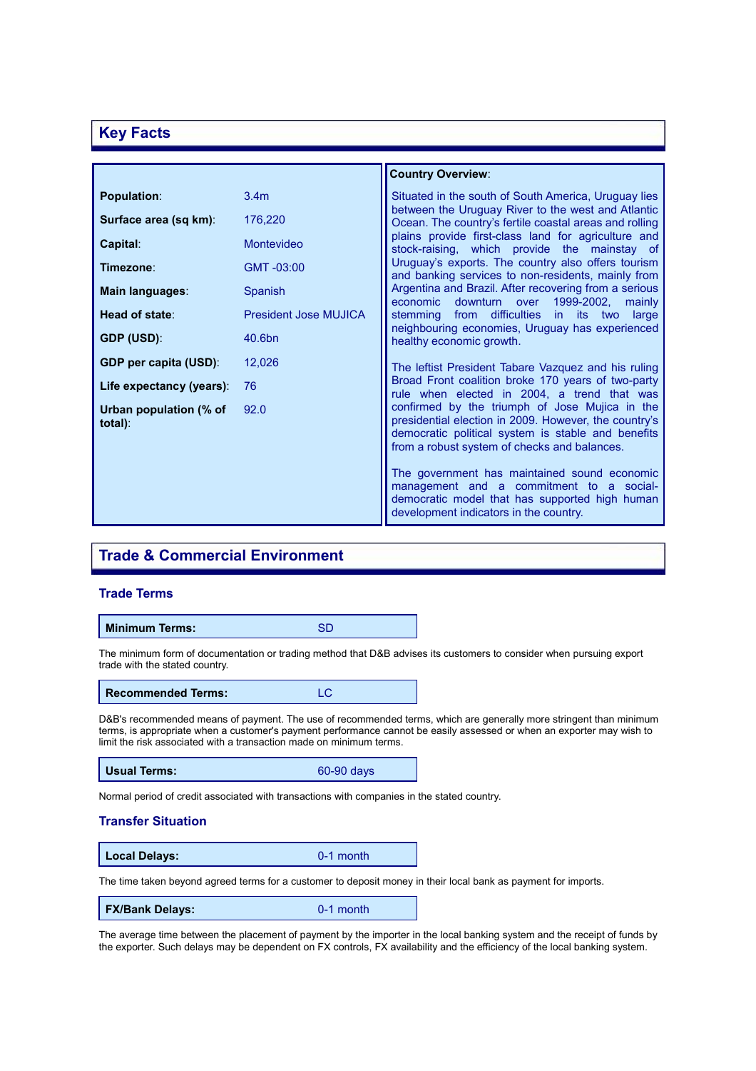## Key Facts

| | |
|---|---|
| **Population**: | 3.4m |
| **Surface area (sq km)**: | 176,220 |
| **Capital**: | Montevideo |
| **Timezone**: | GMT -03:00 |
| **Main languages**: | Spanish |
| **Head of state**: | President Jose MUJICA |
| **GDP (USD)**: | 40.6bn |
| **GDP per capita (USD)**: | 12,026 |
| **Life expectancy (years)**: | 76 |
| **Urban population (% of total)**: | 92.0 |

**Country Overview**:

Situated in the south of South America, Uruguay lies between the Uruguay River to the west and Atlantic Ocean. The country's fertile coastal areas and rolling plains provide first-class land for agriculture and stock-raising, which provide the mainstay of Uruguay's exports. The country also offers tourism and banking services to non-residents, mainly from Argentina and Brazil. After recovering from a serious economic downturn over 1999-2002, mainly stemming from difficulties in its two large neighbouring economies, Uruguay has experienced healthy economic growth.

The leftist President Tabare Vazquez and his ruling Broad Front coalition broke 170 years of two-party rule when elected in 2004, a trend that was confirmed by the triumph of Jose Mujica in the presidential election in 2009. However, the country's democratic political system is stable and benefits from a robust system of checks and balances.

The government has maintained sound economic management and a commitment to a social-democratic model that has supported high human development indicators in the country.

## Trade & Commercial Environment

### Trade Terms

| **Minimum Terms:** | SD |
|---|---|

The minimum form of documentation or trading method that D&B advises its customers to consider when pursuing export trade with the stated country.

| **Recommended Terms:** | LC |
|---|---|

D&B's recommended means of payment. The use of recommended terms, which are generally more stringent than minimum terms, is appropriate when a customer's payment performance cannot be easily assessed or when an exporter may wish to limit the risk associated with a transaction made on minimum terms.

| **Usual Terms:** | 60-90 days |
|---|---|

Normal period of credit associated with transactions with companies in the stated country.

### Transfer Situation

| **Local Delays:** | 0-1 month |
|---|---|

The time taken beyond agreed terms for a customer to deposit money in their local bank as payment for imports.

| **FX/Bank Delays:** | 0-1 month |
|---|---|

The average time between the placement of payment by the importer in the local banking system and the receipt of funds by the exporter. Such delays may be dependent on FX controls, FX availability and the efficiency of the local banking system.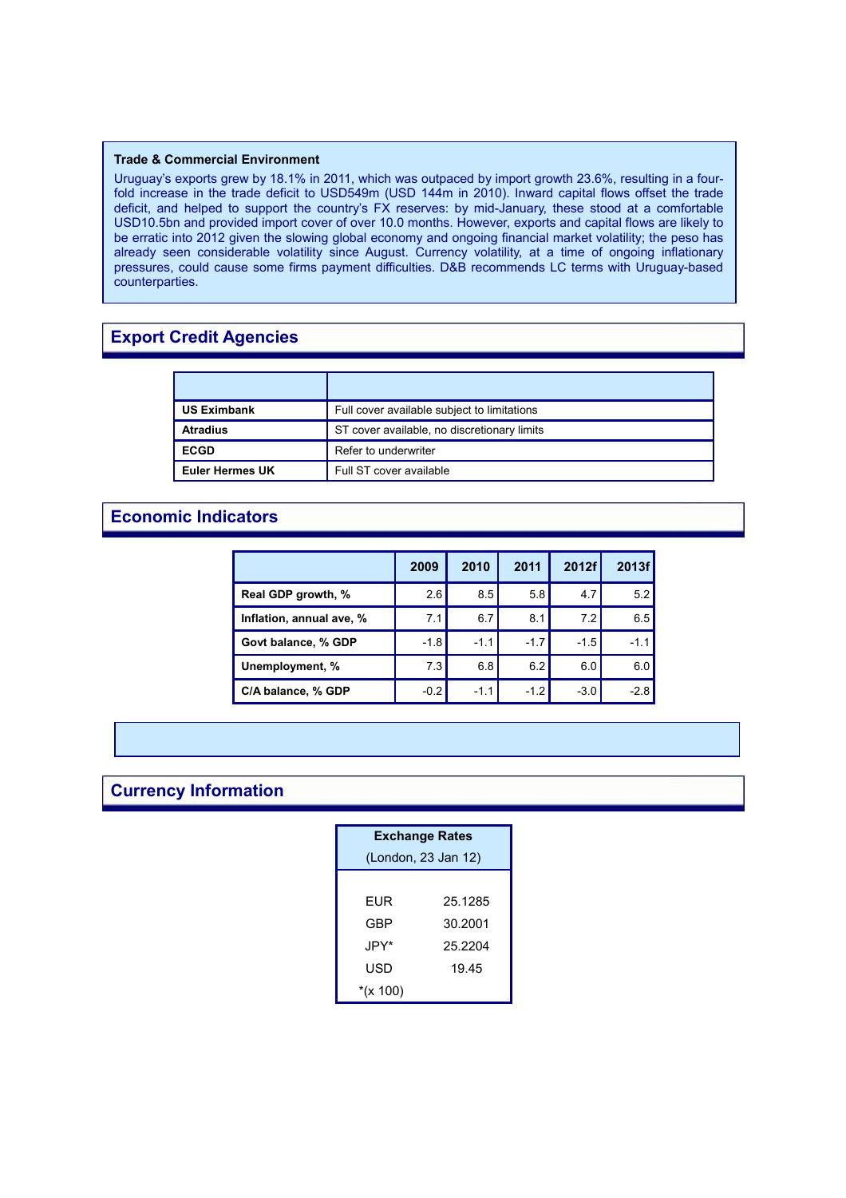**Trade & Commercial Environment**

Uruguay's exports grew by 18.1% in 2011, which was outpaced by import growth 23.6%, resulting in a four-fold increase in the trade deficit to USD549m (USD 144m in 2010). Inward capital flows offset the trade deficit, and helped to support the country's FX reserves: by mid-January, these stood at a comfortable USD10.5bn and provided import cover of over 10.0 months. However, exports and capital flows are likely to be erratic into 2012 given the slowing global economy and ongoing financial market volatility; the peso has already seen considerable volatility since August. Currency volatility, at a time of ongoing inflationary pressures, could cause some firms payment difficulties. D&B recommends LC terms with Uruguay-based counterparties.

## Export Credit Agencies

| | |
|---|---|
| **US Eximbank** | Full cover available subject to limitations |
| **Atradius** | ST cover available, no discretionary limits |
| **ECGD** | Refer to underwriter |
| **Euler Hermes UK** | Full ST cover available |

## Economic Indicators

| | 2009 | 2010 | 2011 | 2012f | 2013f |
|---|---|---|---|---|---|
| **Real GDP growth, %** | 2.6 | 8.5 | 5.8 | 4.7 | 5.2 |
| **Inflation, annual ave, %** | 7.1 | 6.7 | 8.1 | 7.2 | 6.5 |
| **Govt balance, % GDP** | -1.8 | -1.1 | -1.7 | -1.5 | -1.1 |
| **Unemployment, %** | 7.3 | 6.8 | 6.2 | 6.0 | 6.0 |
| **C/A balance, % GDP** | -0.2 | -1.1 | -1.2 | -3.0 | -2.8 |

## Currency Information

| Exchange Rates (London, 23 Jan 12) | |
|---|---|
| EUR | 25.1285 |
| GBP | 30.2001 |
| JPY* | 25.2204 |
| USD | 19.45 |

*(x 100)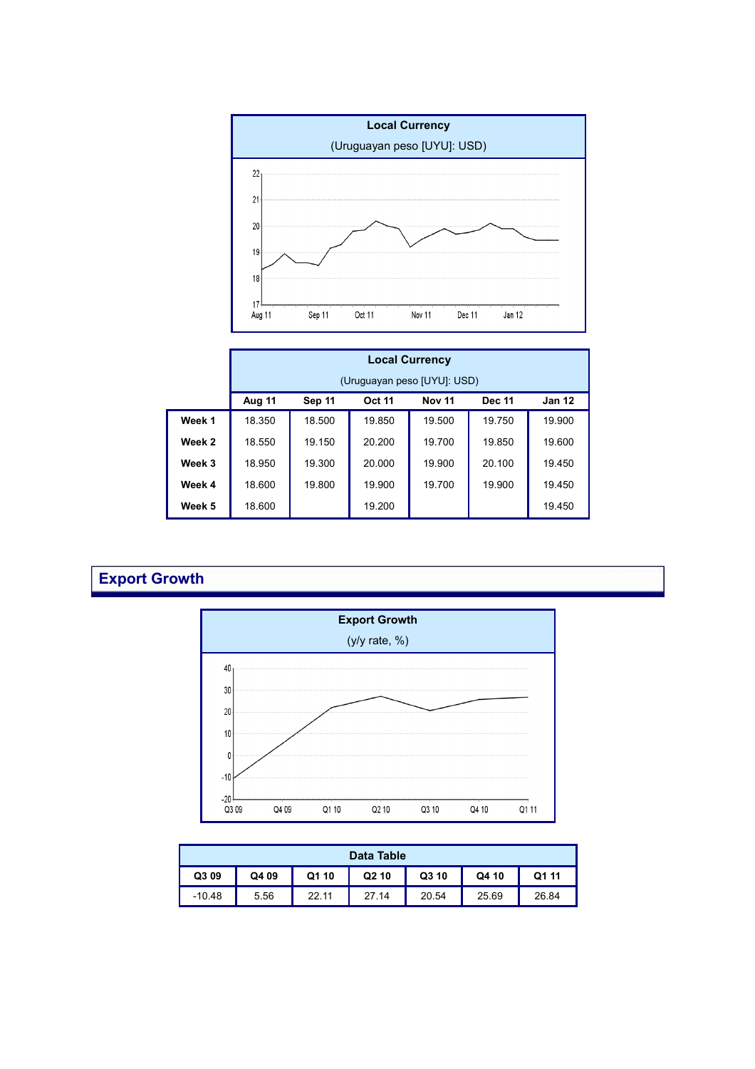**Local Currency**

(Uruguayan peso [UYU]: USD)

| Local Currency (Uruguayan peso [UYU]: USD) | Aug 11 | Sep 11 | Oct 11 | Nov 11 | Dec 11 | Jan 12 |
|---|---|---|---|---|---|---|
| Week 1 | 18.350 | 18.500 | 19.850 | 19.500 | 19.750 | 19.900 |
| Week 2 | 18.550 | 19.150 | 20.200 | 19.700 | 19.850 | 19.600 |
| Week 3 | 18.950 | 19.300 | 20.000 | 19.900 | 20.100 | 19.450 |
| Week 4 | 18.600 | 19.800 | 19.900 | 19.700 | 19.900 | 19.450 |
| Week 5 | 18.600 | | 19.200 | | | 19.450 |

## Export Growth

**Export Growth**

(y/y rate, %)

| Q3 09 | Q4 09 | Q1 10 | Q2 10 | Q3 10 | Q4 10 | Q1 11 |
|---|---|---|---|---|---|---|
| -10.48 | 5.56 | 22.11 | 27.14 | 20.54 | 25.69 | 26.84 |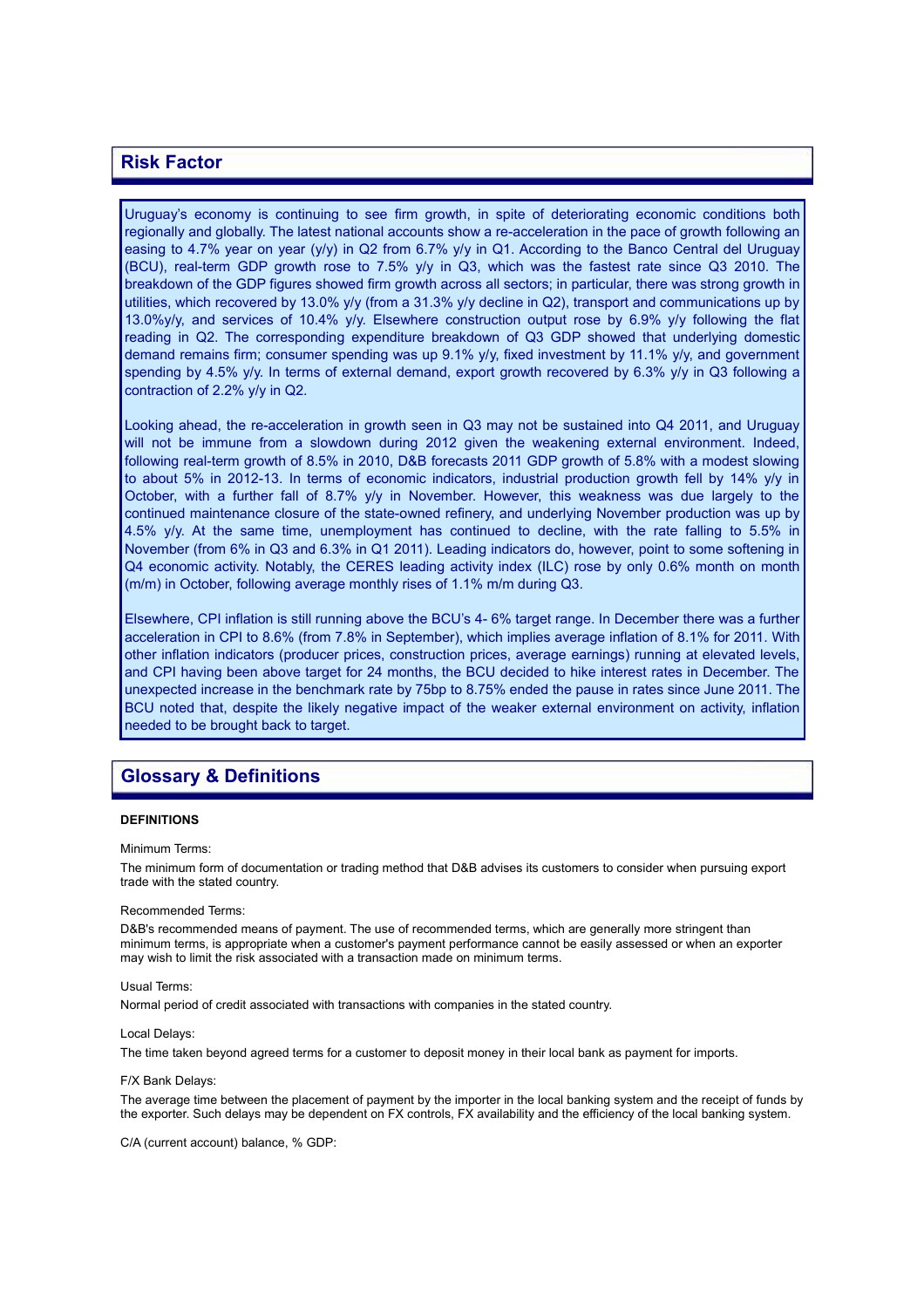## Risk Factor

Uruguay's economy is continuing to see firm growth, in spite of deteriorating economic conditions both regionally and globally. The latest national accounts show a re-acceleration in the pace of growth following an easing to 4.7% year on year (y/y) in Q2 from 6.7% y/y in Q1. According to the Banco Central del Uruguay (BCU), real-term GDP growth rose to 7.5% y/y in Q3, which was the fastest rate since Q3 2010. The breakdown of the GDP figures showed firm growth across all sectors; in particular, there was strong growth in utilities, which recovered by 13.0% y/y (from a 31.3% y/y decline in Q2), transport and communications up by 13.0%y/y, and services of 10.4% y/y. Elsewhere construction output rose by 6.9% y/y following the flat reading in Q2. The corresponding expenditure breakdown of Q3 GDP showed that underlying domestic demand remains firm; consumer spending was up 9.1% y/y, fixed investment by 11.1% y/y, and government spending by 4.5% y/y. In terms of external demand, export growth recovered by 6.3% y/y in Q3 following a contraction of 2.2% y/y in Q2.

Looking ahead, the re-acceleration in growth seen in Q3 may not be sustained into Q4 2011, and Uruguay will not be immune from a slowdown during 2012 given the weakening external environment. Indeed, following real-term growth of 8.5% in 2010, D&B forecasts 2011 GDP growth of 5.8% with a modest slowing to about 5% in 2012-13. In terms of economic indicators, industrial production growth fell by 14% y/y in October, with a further fall of 8.7% y/y in November. However, this weakness was due largely to the continued maintenance closure of the state-owned refinery, and underlying November production was up by 4.5% y/y. At the same time, unemployment has continued to decline, with the rate falling to 5.5% in November (from 6% in Q3 and 6.3% in Q1 2011). Leading indicators do, however, point to some softening in Q4 economic activity. Notably, the CERES leading activity index (ILC) rose by only 0.6% month on month (m/m) in October, following average monthly rises of 1.1% m/m during Q3.

Elsewhere, CPI inflation is still running above the BCU's 4- 6% target range. In December there was a further acceleration in CPI to 8.6% (from 7.8% in September), which implies average inflation of 8.1% for 2011. With other inflation indicators (producer prices, construction prices, average earnings) running at elevated levels, and CPI having been above target for 24 months, the BCU decided to hike interest rates in December. The unexpected increase in the benchmark rate by 75bp to 8.75% ended the pause in rates since June 2011. The BCU noted that, despite the likely negative impact of the weaker external environment on activity, inflation needed to be brought back to target.

## Glossary & Definitions

**DEFINITIONS**

Minimum Terms:

The minimum form of documentation or trading method that D&B advises its customers to consider when pursuing export trade with the stated country.

Recommended Terms:

D&B's recommended means of payment. The use of recommended terms, which are generally more stringent than minimum terms, is appropriate when a customer's payment performance cannot be easily assessed or when an exporter may wish to limit the risk associated with a transaction made on minimum terms.

Usual Terms:

Normal period of credit associated with transactions with companies in the stated country.

Local Delays:

The time taken beyond agreed terms for a customer to deposit money in their local bank as payment for imports.

F/X Bank Delays:

The average time between the placement of payment by the importer in the local banking system and the receipt of funds by the exporter. Such delays may be dependent on FX controls, FX availability and the efficiency of the local banking system.

C/A (current account) balance, % GDP: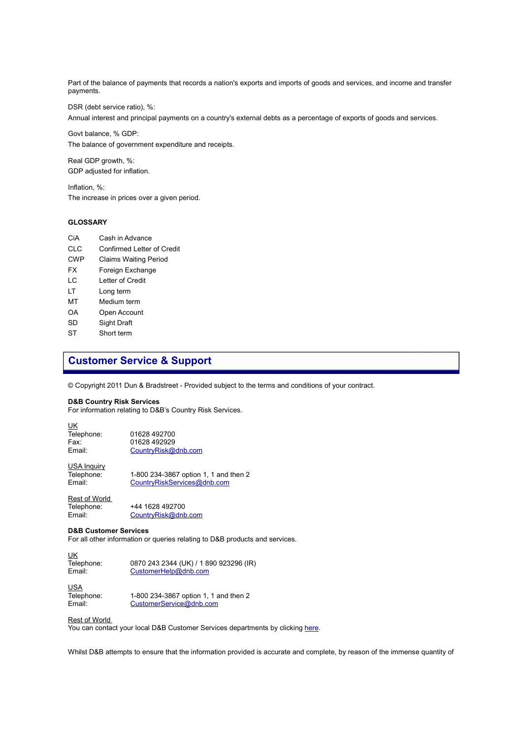Part of the balance of payments that records a nation's exports and imports of goods and services, and income and transfer payments.

DSR (debt service ratio), %:
Annual interest and principal payments on a country's external debts as a percentage of exports of goods and services.

Govt balance, % GDP:
The balance of government expenditure and receipts.

Real GDP growth, %:
GDP adjusted for inflation.

Inflation, %:
The increase in prices over a given period.

### GLOSSARY

| | |
|---|---|
| CiA | Cash in Advance |
| CLC | Confirmed Letter of Credit |
| CWP | Claims Waiting Period |
| FX | Foreign Exchange |
| LC | Letter of Credit |
| LT | Long term |
| MT | Medium term |
| OA | Open Account |
| SD | Sight Draft |
| ST | Short term |

## Customer Service & Support

© Copyright 2011 Dun & Bradstreet - Provided subject to the terms and conditions of your contract.

**D&B Country Risk Services**
For information relating to D&B's Country Risk Services.

UK
Telephone: 01628 492700
Fax: 01628 492929
Email: CountryRisk@dnb.com

USA Inquiry
Telephone: 1-800 234-3867 option 1, 1 and then 2
Email: CountryRiskServices@dnb.com

Rest of World
Telephone: +44 1628 492700
Email: CountryRisk@dnb.com

**D&B Customer Services**
For all other information or queries relating to D&B products and services.

UK
Telephone: 0870 243 2344 (UK) / 1 890 923296 (IR)
Email: CustomerHelp@dnb.com

USA
Telephone: 1-800 234-3867 option 1, 1 and then 2
Email: CustomerService@dnb.com

Rest of World
You can contact your local D&B Customer Services departments by clicking here.

Whilst D&B attempts to ensure that the information provided is accurate and complete, by reason of the immense quantity of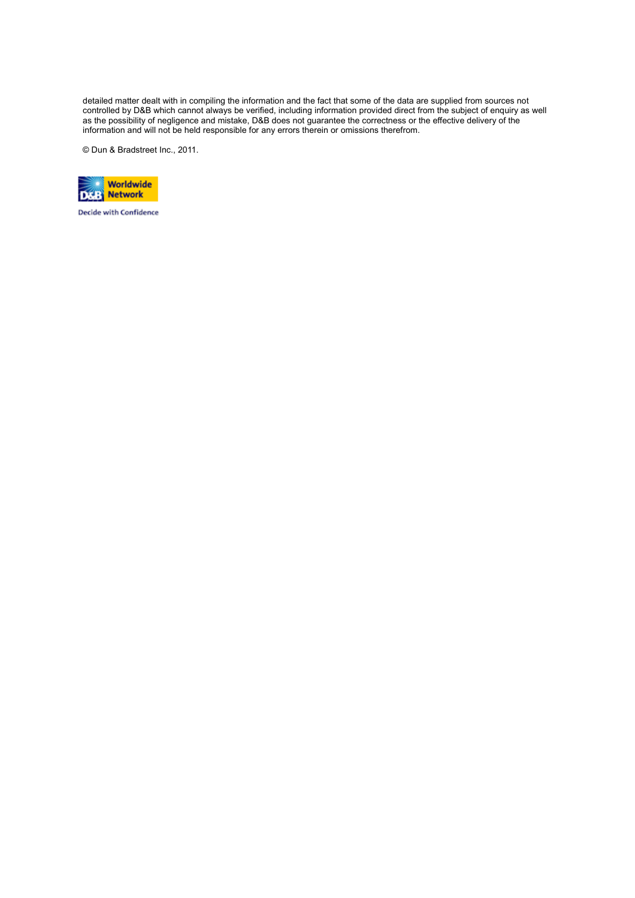detailed matter dealt with in compiling the information and the fact that some of the data are supplied from sources not controlled by D&B which cannot always be verified, including information provided direct from the subject of enquiry as well as the possibility of negligence and mistake, D&B does not guarantee the correctness or the effective delivery of the information and will not be held responsible for any errors therein or omissions therefrom.

© Dun & Bradstreet Inc., 2011.

D&B Worldwide Network

Decide with Confidence